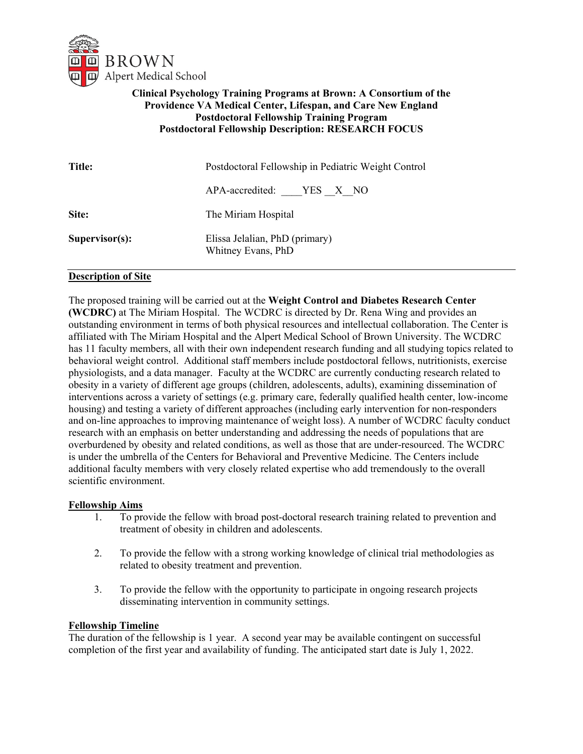BROWN
Alpert Medical School

**Clinical Psychology Training Programs at Brown: A Consortium of the Providence VA Medical Center, Lifespan, and Care New England**
**Postdoctoral Fellowship Training Program**
**Postdoctoral Fellowship Description: RESEARCH FOCUS**

| | |
|---|---|
| **Title:** | Postdoctoral Fellowship in Pediatric Weight Control |
| | APA-accredited: ____YES __X__NO |
| **Site:** | The Miriam Hospital |
| **Supervisor(s):** | Elissa Jelalian, PhD (primary)<br>Whitney Evans, PhD |

## Description of Site

The proposed training will be carried out at the **Weight Control and Diabetes Research Center (WCDRC)** at The Miriam Hospital. The WCDRC is directed by Dr. Rena Wing and provides an outstanding environment in terms of both physical resources and intellectual collaboration. The Center is affiliated with The Miriam Hospital and the Alpert Medical School of Brown University. The WCDRC has 11 faculty members, all with their own independent research funding and all studying topics related to behavioral weight control. Additional staff members include postdoctoral fellows, nutritionists, exercise physiologists, and a data manager. Faculty at the WCDRC are currently conducting research related to obesity in a variety of different age groups (children, adolescents, adults), examining dissemination of interventions across a variety of settings (e.g. primary care, federally qualified health center, low-income housing) and testing a variety of different approaches (including early intervention for non-responders and on-line approaches to improving maintenance of weight loss). A number of WCDRC faculty conduct research with an emphasis on better understanding and addressing the needs of populations that are overburdened by obesity and related conditions, as well as those that are under-resourced. The WCDRC is under the umbrella of the Centers for Behavioral and Preventive Medicine. The Centers include additional faculty members with very closely related expertise who add tremendously to the overall scientific environment.

## Fellowship Aims

1. To provide the fellow with broad post-doctoral research training related to prevention and treatment of obesity in children and adolescents.

2. To provide the fellow with a strong working knowledge of clinical trial methodologies as related to obesity treatment and prevention.

3. To provide the fellow with the opportunity to participate in ongoing research projects disseminating intervention in community settings.

## Fellowship Timeline

The duration of the fellowship is 1 year. A second year may be available contingent on successful completion of the first year and availability of funding. The anticipated start date is July 1, 2022.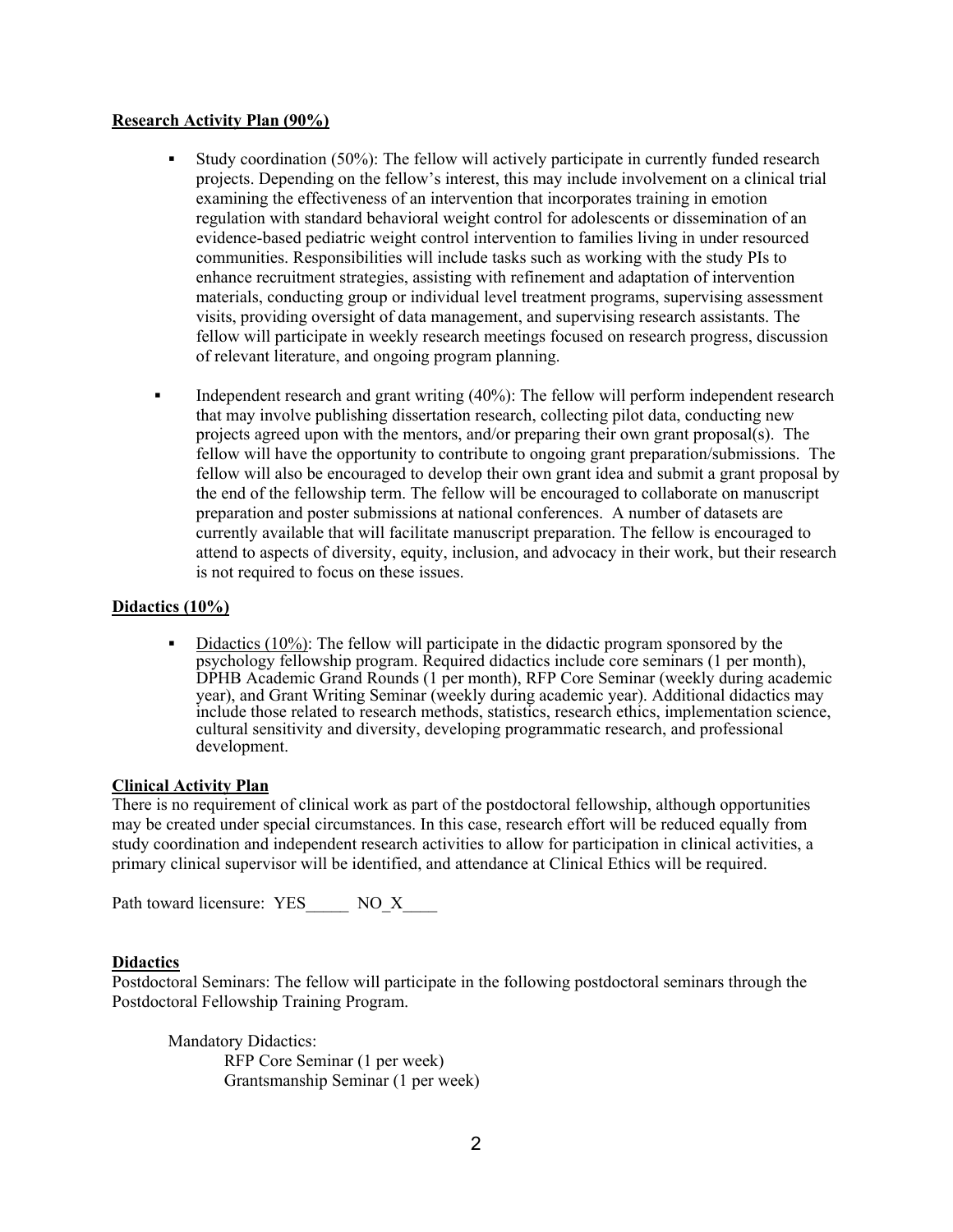**Research Activity Plan (90%)**

- Study coordination (50%): The fellow will actively participate in currently funded research projects. Depending on the fellow's interest, this may include involvement on a clinical trial examining the effectiveness of an intervention that incorporates training in emotion regulation with standard behavioral weight control for adolescents or dissemination of an evidence-based pediatric weight control intervention to families living in under resourced communities. Responsibilities will include tasks such as working with the study PIs to enhance recruitment strategies, assisting with refinement and adaptation of intervention materials, conducting group or individual level treatment programs, supervising assessment visits, providing oversight of data management, and supervising research assistants. The fellow will participate in weekly research meetings focused on research progress, discussion of relevant literature, and ongoing program planning.

- Independent research and grant writing (40%): The fellow will perform independent research that may involve publishing dissertation research, collecting pilot data, conducting new projects agreed upon with the mentors, and/or preparing their own grant proposal(s). The fellow will have the opportunity to contribute to ongoing grant preparation/submissions. The fellow will also be encouraged to develop their own grant idea and submit a grant proposal by the end of the fellowship term. The fellow will be encouraged to collaborate on manuscript preparation and poster submissions at national conferences. A number of datasets are currently available that will facilitate manuscript preparation. The fellow is encouraged to attend to aspects of diversity, equity, inclusion, and advocacy in their work, but their research is not required to focus on these issues.

**Didactics (10%)**

- Didactics (10%): The fellow will participate in the didactic program sponsored by the psychology fellowship program. Required didactics include core seminars (1 per month), DPHB Academic Grand Rounds (1 per month), RFP Core Seminar (weekly during academic year), and Grant Writing Seminar (weekly during academic year). Additional didactics may include those related to research methods, statistics, research ethics, implementation science, cultural sensitivity and diversity, developing programmatic research, and professional development.

**Clinical Activity Plan**

There is no requirement of clinical work as part of the postdoctoral fellowship, although opportunities may be created under special circumstances. In this case, research effort will be reduced equally from study coordination and independent research activities to allow for participation in clinical activities, a primary clinical supervisor will be identified, and attendance at Clinical Ethics will be required.

Path toward licensure: YES_____ NO_X____

**Didactics**

Postdoctoral Seminars: The fellow will participate in the following postdoctoral seminars through the Postdoctoral Fellowship Training Program.

Mandatory Didactics:

RFP Core Seminar (1 per week)

Grantsmanship Seminar (1 per week)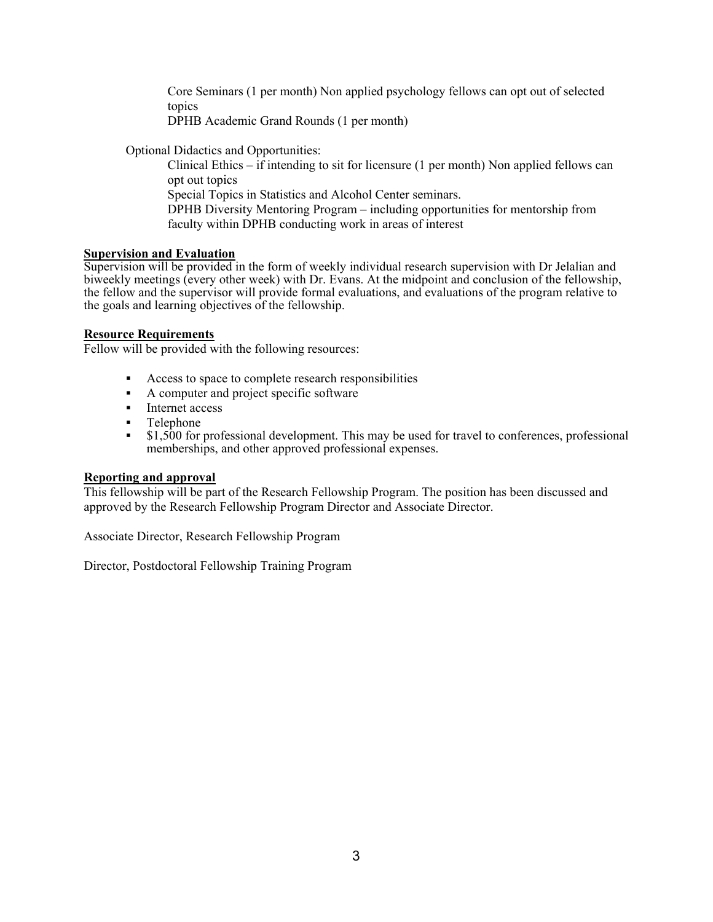Core Seminars (1 per month) Non applied psychology fellows can opt out of selected topics
DPHB Academic Grand Rounds (1 per month)

Optional Didactics and Opportunities:

Clinical Ethics – if intending to sit for licensure (1 per month) Non applied fellows can opt out topics
Special Topics in Statistics and Alcohol Center seminars.
DPHB Diversity Mentoring Program – including opportunities for mentorship from faculty within DPHB conducting work in areas of interest

**Supervision and Evaluation**

Supervision will be provided in the form of weekly individual research supervision with Dr Jelalian and biweekly meetings (every other week) with Dr. Evans. At the midpoint and conclusion of the fellowship, the fellow and the supervisor will provide formal evaluations, and evaluations of the program relative to the goals and learning objectives of the fellowship.

**Resource Requirements**

Fellow will be provided with the following resources:

- Access to space to complete research responsibilities
- A computer and project specific software
- Internet access
- Telephone
- $1,500 for professional development. This may be used for travel to conferences, professional memberships, and other approved professional expenses.

**Reporting and approval**

This fellowship will be part of the Research Fellowship Program. The position has been discussed and approved by the Research Fellowship Program Director and Associate Director.

Associate Director, Research Fellowship Program

Director, Postdoctoral Fellowship Training Program